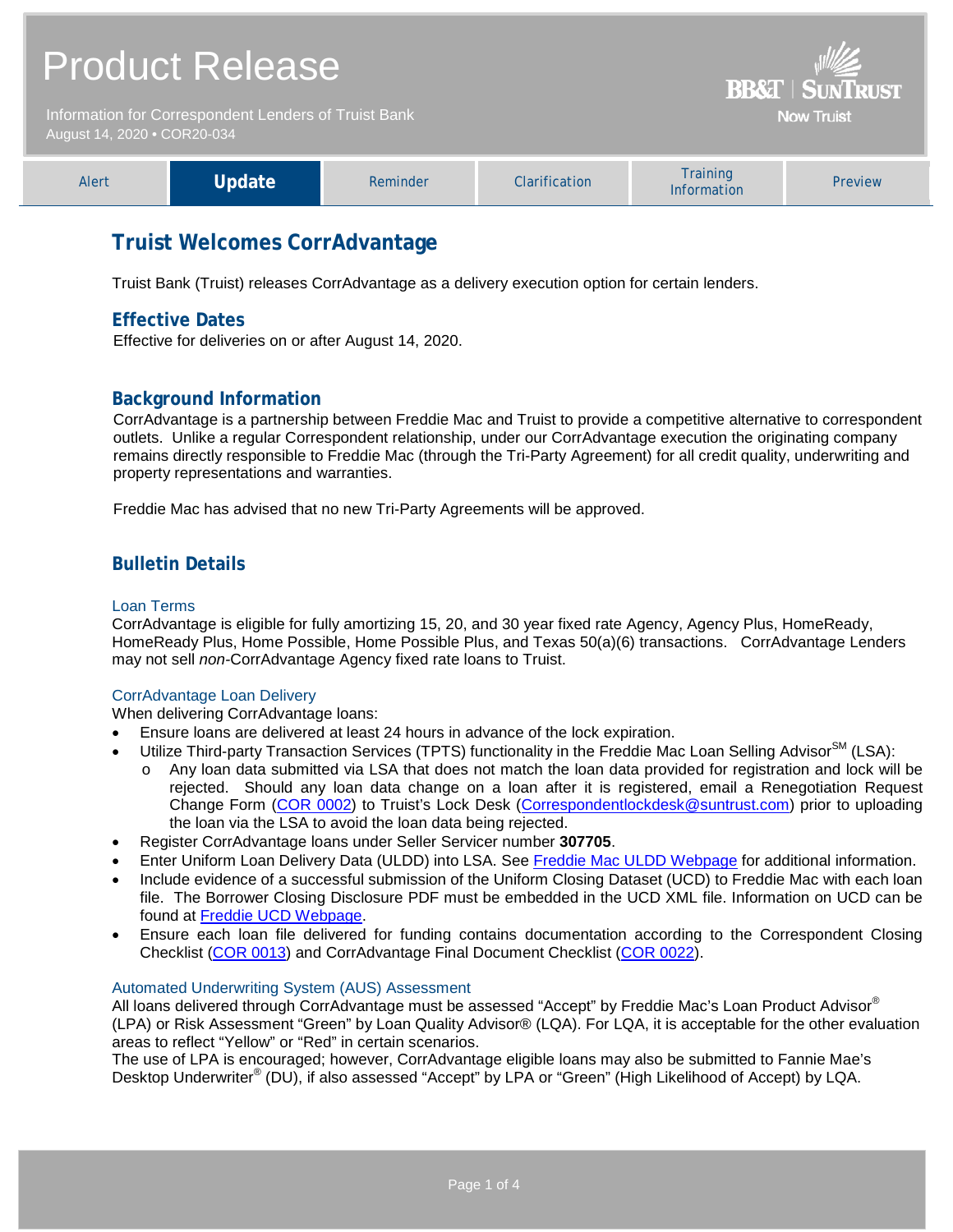# Product Release

Information for Correspondent Lenders of Truist Bank
August 14, 2020 • COR20-034

BB&T | SUNTRUST
Now Truist

| Alert | **Update** | Reminder | Clarification | Training Information | Preview |
| --- | --- | --- | --- | --- | --- |

## Truist Welcomes CorrAdvantage

Truist Bank (Truist) releases CorrAdvantage as a delivery execution option for certain lenders.

### Effective Dates

Effective for deliveries on or after August 14, 2020.

### Background Information

CorrAdvantage is a partnership between Freddie Mac and Truist to provide a competitive alternative to correspondent outlets. Unlike a regular Correspondent relationship, under our CorrAdvantage execution the originating company remains directly responsible to Freddie Mac (through the Tri-Party Agreement) for all credit quality, underwriting and property representations and warranties.

Freddie Mac has advised that no new Tri-Party Agreements will be approved.

### Bulletin Details

#### Loan Terms

CorrAdvantage is eligible for fully amortizing 15, 20, and 30 year fixed rate Agency, Agency Plus, HomeReady, HomeReady Plus, Home Possible, Home Possible Plus, and Texas 50(a)(6) transactions. CorrAdvantage Lenders may not sell *non*-CorrAdvantage Agency fixed rate loans to Truist.

#### CorrAdvantage Loan Delivery

When delivering CorrAdvantage loans:

- Ensure loans are delivered at least 24 hours in advance of the lock expiration.
- Utilize Third-party Transaction Services (TPTS) functionality in the Freddie Mac Loan Selling Advisor℠ (LSA):
  - Any loan data submitted via LSA that does not match the loan data provided for registration and lock will be rejected. Should any loan data change on a loan after it is registered, email a Renegotiation Request Change Form (COR 0002) to Truist's Lock Desk (Correspondentlockdesk@suntrust.com) prior to uploading the loan via the LSA to avoid the loan data being rejected.
- Register CorrAdvantage loans under Seller Servicer number **307705**.
- Enter Uniform Loan Delivery Data (ULDD) into LSA. See Freddie Mac ULDD Webpage for additional information.
- Include evidence of a successful submission of the Uniform Closing Dataset (UCD) to Freddie Mac with each loan file. The Borrower Closing Disclosure PDF must be embedded in the UCD XML file. Information on UCD can be found at Freddie UCD Webpage.
- Ensure each loan file delivered for funding contains documentation according to the Correspondent Closing Checklist (COR 0013) and CorrAdvantage Final Document Checklist (COR 0022).

#### Automated Underwriting System (AUS) Assessment

All loans delivered through CorrAdvantage must be assessed "Accept" by Freddie Mac's Loan Product Advisor® (LPA) or Risk Assessment "Green" by Loan Quality Advisor® (LQA). For LQA, it is acceptable for the other evaluation areas to reflect "Yellow" or "Red" in certain scenarios.

The use of LPA is encouraged; however, CorrAdvantage eligible loans may also be submitted to Fannie Mae's Desktop Underwriter® (DU), if also assessed "Accept" by LPA or "Green" (High Likelihood of Accept) by LQA.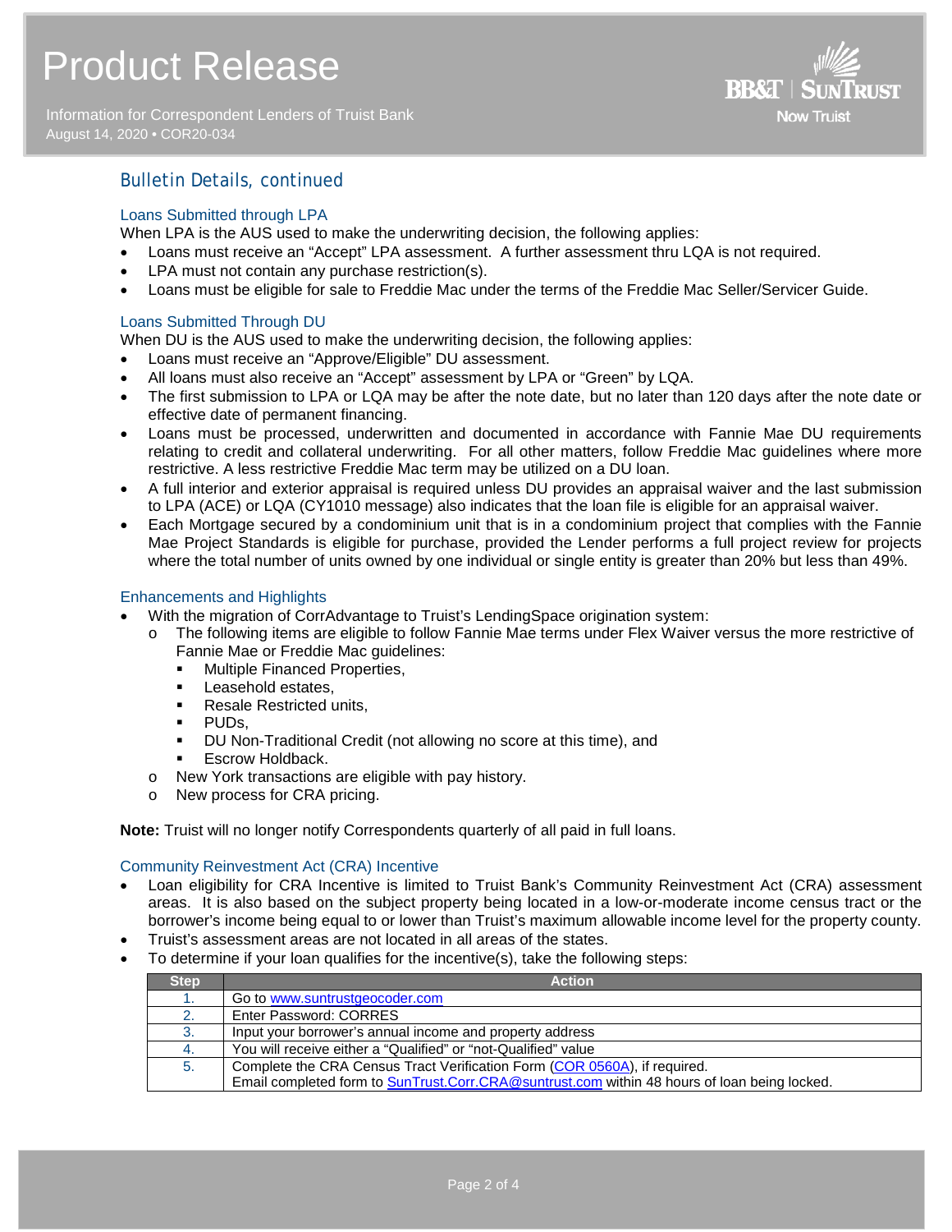## Bulletin Details, continued

### Loans Submitted through LPA

When LPA is the AUS used to make the underwriting decision, the following applies:

- Loans must receive an "Accept" LPA assessment. A further assessment thru LQA is not required.
- LPA must not contain any purchase restriction(s).
- Loans must be eligible for sale to Freddie Mac under the terms of the Freddie Mac Seller/Servicer Guide.

### Loans Submitted Through DU

When DU is the AUS used to make the underwriting decision, the following applies:

- Loans must receive an "Approve/Eligible" DU assessment.
- All loans must also receive an "Accept" assessment by LPA or "Green" by LQA.
- The first submission to LPA or LQA may be after the note date, but no later than 120 days after the note date or effective date of permanent financing.
- Loans must be processed, underwritten and documented in accordance with Fannie Mae DU requirements relating to credit and collateral underwriting. For all other matters, follow Freddie Mac guidelines where more restrictive. A less restrictive Freddie Mac term may be utilized on a DU loan.
- A full interior and exterior appraisal is required unless DU provides an appraisal waiver and the last submission to LPA (ACE) or LQA (CY1010 message) also indicates that the loan file is eligible for an appraisal waiver.
- Each Mortgage secured by a condominium unit that is in a condominium project that complies with the Fannie Mae Project Standards is eligible for purchase, provided the Lender performs a full project review for projects where the total number of units owned by one individual or single entity is greater than 20% but less than 49%.

### Enhancements and Highlights

- With the migration of CorrAdvantage to Truist's LendingSpace origination system:
  - The following items are eligible to follow Fannie Mae terms under Flex Waiver versus the more restrictive of Fannie Mae or Freddie Mac guidelines:
    - Multiple Financed Properties,
    - Leasehold estates,
    - Resale Restricted units,
    - PUDs,
    - DU Non-Traditional Credit (not allowing no score at this time), and
    - Escrow Holdback.
  - New York transactions are eligible with pay history.
  - New process for CRA pricing.

**Note:** Truist will no longer notify Correspondents quarterly of all paid in full loans.

### Community Reinvestment Act (CRA) Incentive

- Loan eligibility for CRA Incentive is limited to Truist Bank's Community Reinvestment Act (CRA) assessment areas. It is also based on the subject property being located in a low-or-moderate income census tract or the borrower's income being equal to or lower than Truist's maximum allowable income level for the property county.
- Truist's assessment areas are not located in all areas of the states.
- To determine if your loan qualifies for the incentive(s), take the following steps:

| Step | Action |
|---|---|
| 1. | Go to www.suntrustgeocoder.com |
| 2. | Enter Password: CORRES |
| 3. | Input your borrower's annual income and property address |
| 4. | You will receive either a "Qualified" or "not-Qualified" value |
| 5. | Complete the CRA Census Tract Verification Form (COR 0560A), if required.<br>Email completed form to SunTrust.Corr.CRA@suntrust.com within 48 hours of loan being locked. |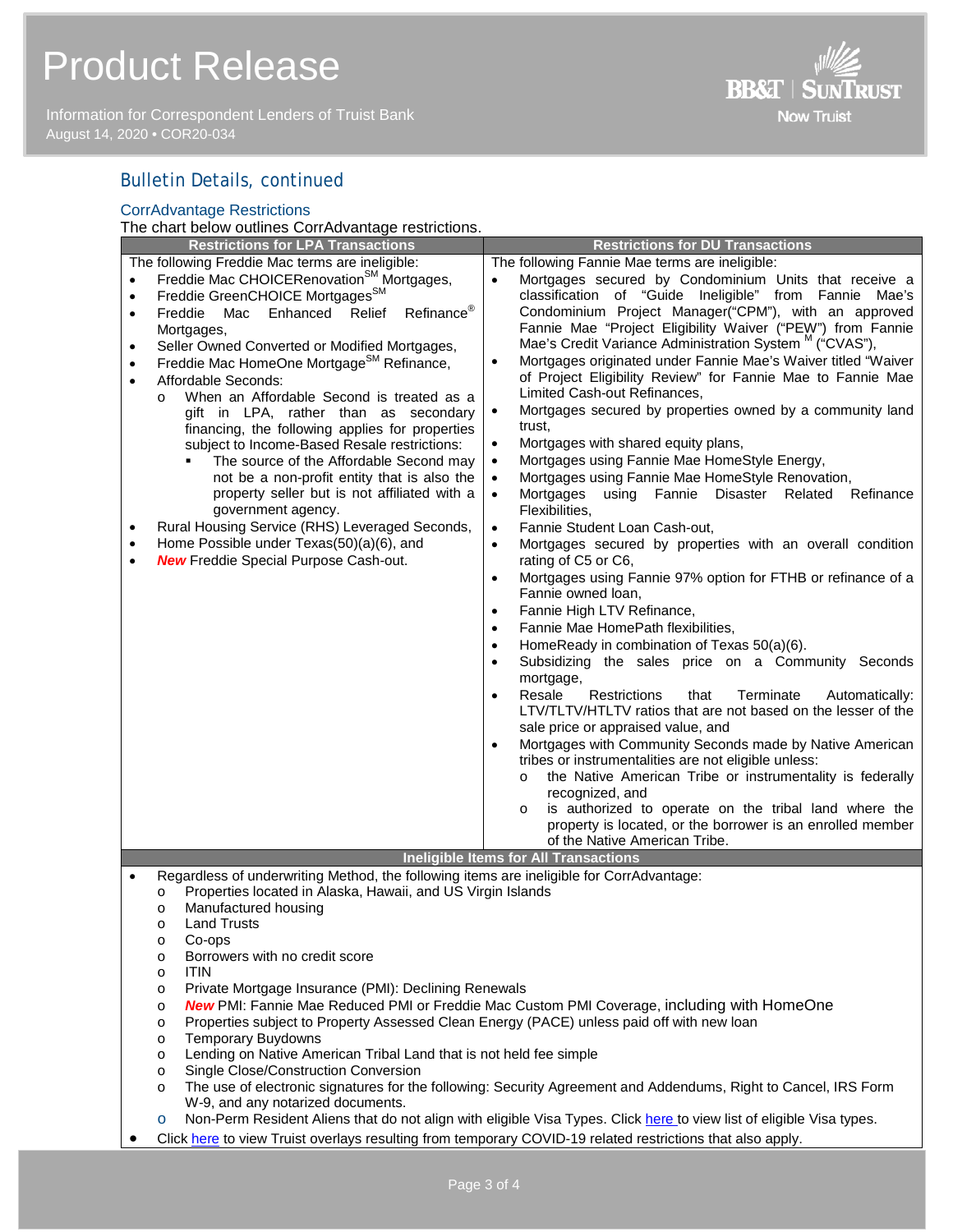## Bulletin Details, continued

### CorrAdvantage Restrictions

The chart below outlines CorrAdvantage restrictions.

| Restrictions for LPA Transactions | Restrictions for DU Transactions |
|---|---|
| The following Freddie Mac terms are ineligible:<br>• Freddie Mac CHOICERenovation[SM] Mortgages,<br>• Freddie GreenCHOICE Mortgages[SM]<br>• Freddie Mac Enhanced Relief Refinance® Mortgages,<br>• Seller Owned Converted or Modified Mortgages,<br>• Freddie Mac HomeOne Mortgage[SM] Refinance,<br>• Affordable Seconds:<br>  o When an Affordable Second is treated as a gift in LPA, rather than as secondary financing, the following applies for properties subject to Income-Based Resale restrictions:<br>    ▪ The source of the Affordable Second may not be a non-profit entity that is also the property seller but is not affiliated with a government agency.<br>• Rural Housing Service (RHS) Leveraged Seconds,<br>• Home Possible under Texas(50)(a)(6), and<br>• ***New*** Freddie Special Purpose Cash-out. | The following Fannie Mae terms are ineligible:<br>• Mortgages secured by Condominium Units that receive a classification of "Guide Ineligible" from Fannie Mae's Condominium Project Manager("CPM"), with an approved Fannie Mae "Project Eligibility Waiver ("PEW") from Fannie Mae's Credit Variance Administration System [M] ("CVAS"),<br>• Mortgages originated under Fannie Mae's Waiver titled "Waiver of Project Eligibility Review" for Fannie Mae to Fannie Mae Limited Cash-out Refinances,<br>• Mortgages secured by properties owned by a community land trust,<br>• Mortgages with shared equity plans,<br>• Mortgages using Fannie Mae HomeStyle Energy,<br>• Mortgages using Fannie Mae HomeStyle Renovation,<br>• Mortgages using Fannie Disaster Related Refinance Flexibilities,<br>• Fannie Student Loan Cash-out,<br>• Mortgages secured by properties with an overall condition rating of C5 or C6,<br>• Mortgages using Fannie 97% option for FTHB or refinance of a Fannie owned loan,<br>• Fannie High LTV Refinance,<br>• Fannie Mae HomePath flexibilities,<br>• HomeReady in combination of Texas 50(a)(6).<br>• Subsidizing the sales price on a Community Seconds mortgage,<br>• Resale Restrictions that Terminate Automatically: LTV/TLTV/HTLTV ratios that are not based on the lesser of the sale price or appraised value, and<br>• Mortgages with Community Seconds made by Native American tribes or instrumentalities are not eligible unless:<br>  o the Native American Tribe or instrumentality is federally recognized, and<br>  o is authorized to operate on the tribal land where the property is located, or the borrower is an enrolled member of the Native American Tribe. |

**Ineligible Items for All Transactions**

- Regardless of underwriting Method, the following items are ineligible for CorrAdvantage:
  - Properties located in Alaska, Hawaii, and US Virgin Islands
  - Manufactured housing
  - Land Trusts
  - Co-ops
  - Borrowers with no credit score
  - ITIN
  - Private Mortgage Insurance (PMI): Declining Renewals
  - ***New*** PMI: Fannie Mae Reduced PMI or Freddie Mac Custom PMI Coverage, including with HomeOne
  - Properties subject to Property Assessed Clean Energy (PACE) unless paid off with new loan
  - Temporary Buydowns
  - Lending on Native American Tribal Land that is not held fee simple
  - Single Close/Construction Conversion
  - The use of electronic signatures for the following: Security Agreement and Addendums, Right to Cancel, IRS Form W-9, and any notarized documents.
  - Non-Perm Resident Aliens that do not align with eligible Visa Types. Click here to view list of eligible Visa types.
- Click here to view Truist overlays resulting from temporary COVID-19 related restrictions that also apply.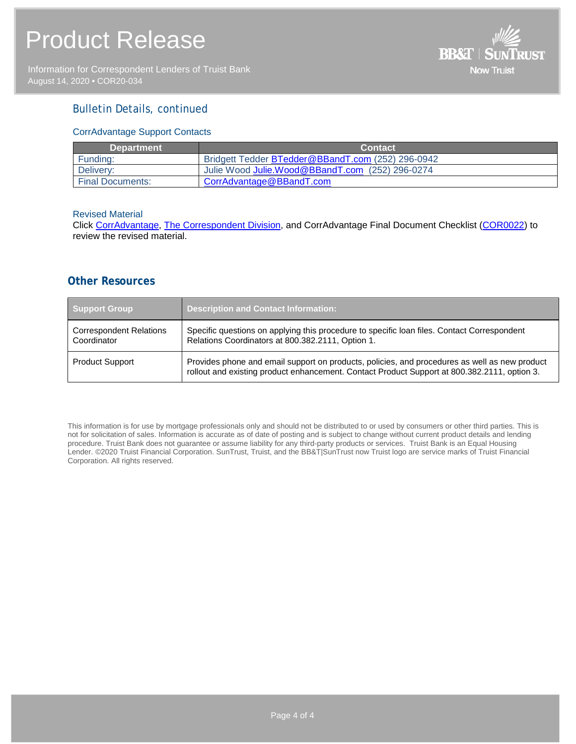## Bulletin Details, continued

### CorrAdvantage Support Contacts

| Department | Contact |
|---|---|
| Funding: | Bridgett Tedder BTedder@BBandT.com (252) 296-0942 |
| Delivery: | Julie Wood Julie.Wood@BBandT.com (252) 296-0274 |
| Final Documents: | CorrAdvantage@BBandT.com |

### Revised Material

Click CorrAdvantage, The Correspondent Division, and CorrAdvantage Final Document Checklist (COR0022) to review the revised material.

## Other Resources

| Support Group | Description and Contact Information: |
|---|---|
| Correspondent Relations Coordinator | Specific questions on applying this procedure to specific loan files. Contact Correspondent Relations Coordinators at 800.382.2111, Option 1. |
| Product Support | Provides phone and email support on products, policies, and procedures as well as new product rollout and existing product enhancement. Contact Product Support at 800.382.2111, option 3. |

This information is for use by mortgage professionals only and should not be distributed to or used by consumers or other third parties. This is not for solicitation of sales. Information is accurate as of date of posting and is subject to change without current product details and lending procedure. Truist Bank does not guarantee or assume liability for any third-party products or services. Truist Bank is an Equal Housing Lender. ©2020 Truist Financial Corporation. SunTrust, Truist, and the BB&T|SunTrust now Truist logo are service marks of Truist Financial Corporation. All rights reserved.